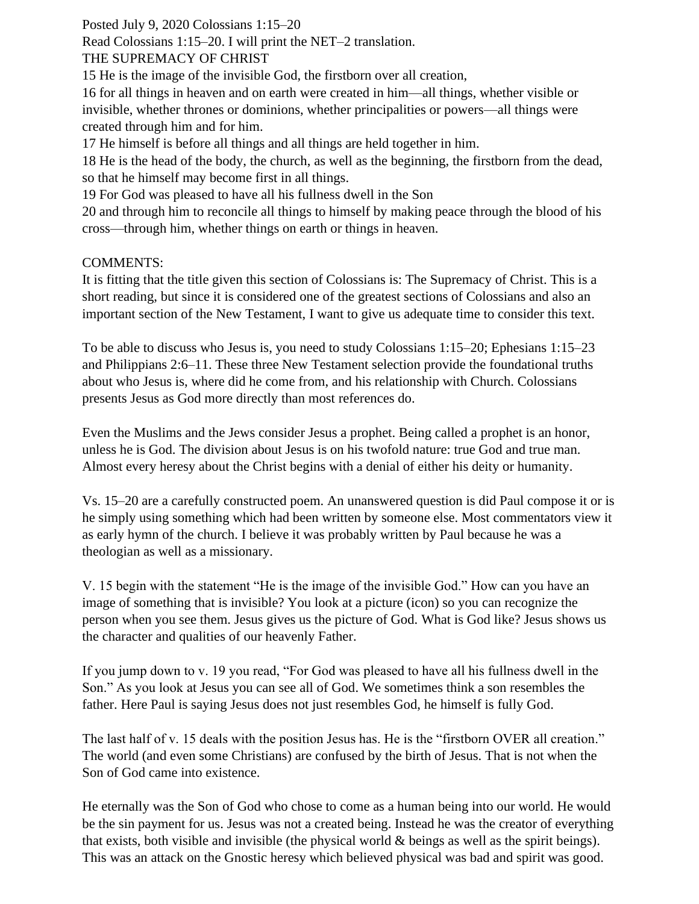Posted July 9, 2020 Colossians 1:15–20

Read Colossians 1:15–20. I will print the NET–2 translation.

THE SUPREMACY OF CHRIST

15 He is the image of the invisible God, the firstborn over all creation,

16 for all things in heaven and on earth were created in him—all things, whether visible or invisible, whether thrones or dominions, whether principalities or powers—all things were created through him and for him.

17 He himself is before all things and all things are held together in him.

18 He is the head of the body, the church, as well as the beginning, the firstborn from the dead, so that he himself may become first in all things.

19 For God was pleased to have all his fullness dwell in the Son

20 and through him to reconcile all things to himself by making peace through the blood of his cross—through him, whether things on earth or things in heaven.

COMMENTS:

It is fitting that the title given this section of Colossians is: The Supremacy of Christ. This is a short reading, but since it is considered one of the greatest sections of Colossians and also an important section of the New Testament, I want to give us adequate time to consider this text.

To be able to discuss who Jesus is, you need to study Colossians 1:15–20; Ephesians 1:15–23 and Philippians 2:6–11. These three New Testament selection provide the foundational truths about who Jesus is, where did he come from, and his relationship with Church. Colossians presents Jesus as God more directly than most references do.

Even the Muslims and the Jews consider Jesus a prophet. Being called a prophet is an honor, unless he is God. The division about Jesus is on his twofold nature: true God and true man. Almost every heresy about the Christ begins with a denial of either his deity or humanity.

Vs. 15–20 are a carefully constructed poem. An unanswered question is did Paul compose it or is he simply using something which had been written by someone else. Most commentators view it as early hymn of the church. I believe it was probably written by Paul because he was a theologian as well as a missionary.

V. 15 begin with the statement "He is the image of the invisible God." How can you have an image of something that is invisible? You look at a picture (icon) so you can recognize the person when you see them. Jesus gives us the picture of God. What is God like? Jesus shows us the character and qualities of our heavenly Father.

If you jump down to v. 19 you read, "For God was pleased to have all his fullness dwell in the Son." As you look at Jesus you can see all of God. We sometimes think a son resembles the father. Here Paul is saying Jesus does not just resembles God, he himself is fully God.

The last half of v. 15 deals with the position Jesus has. He is the "firstborn OVER all creation." The world (and even some Christians) are confused by the birth of Jesus. That is not when the Son of God came into existence.

He eternally was the Son of God who chose to come as a human being into our world. He would be the sin payment for us. Jesus was not a created being. Instead he was the creator of everything that exists, both visible and invisible (the physical world & beings as well as the spirit beings). This was an attack on the Gnostic heresy which believed physical was bad and spirit was good.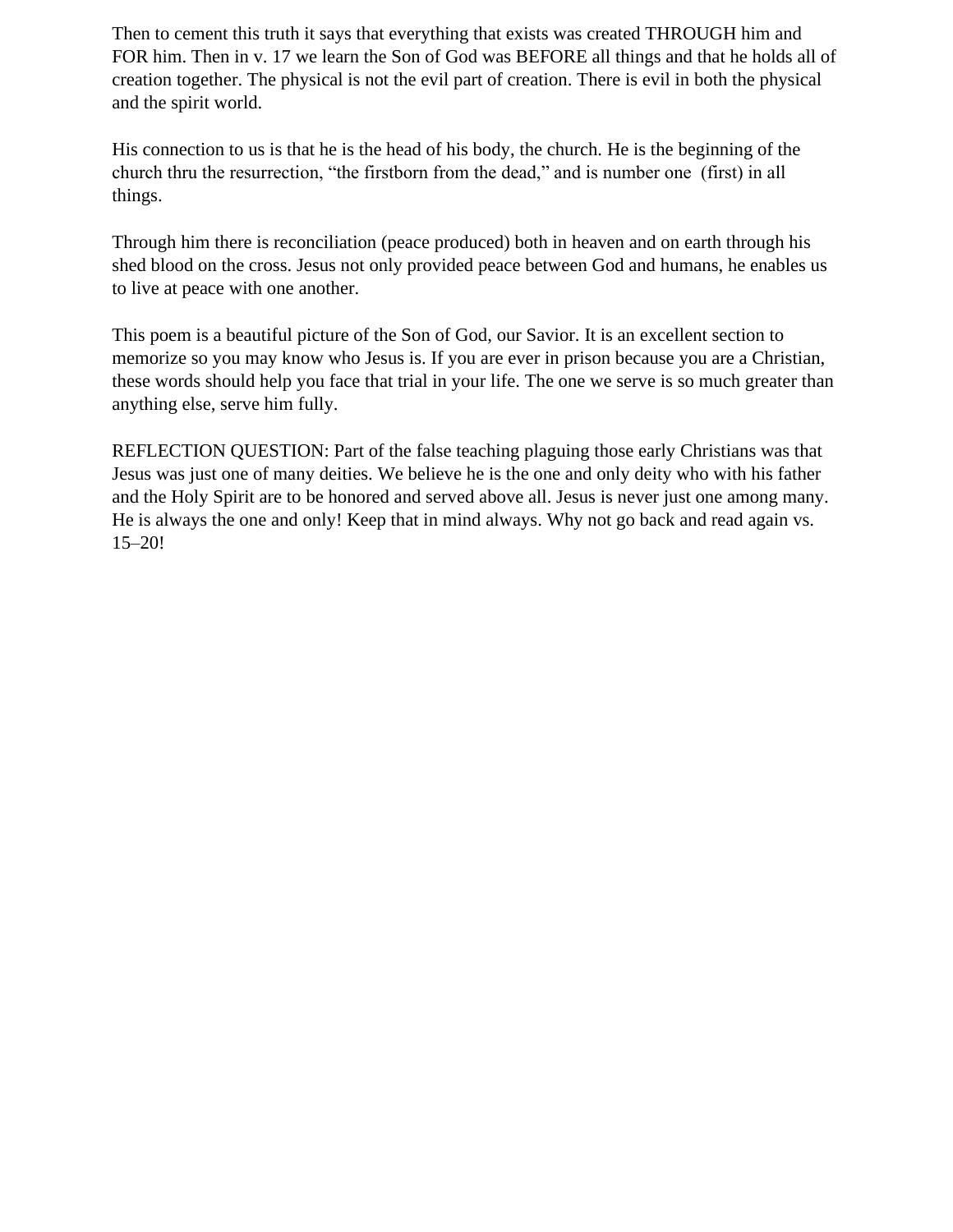Then to cement this truth it says that everything that exists was created THROUGH him and FOR him. Then in v. 17 we learn the Son of God was BEFORE all things and that he holds all of creation together. The physical is not the evil part of creation. There is evil in both the physical and the spirit world.

His connection to us is that he is the head of his body, the church. He is the beginning of the church thru the resurrection, “the firstborn from the dead,” and is number one (first) in all things.

Through him there is reconciliation (peace produced) both in heaven and on earth through his shed blood on the cross. Jesus not only provided peace between God and humans, he enables us to live at peace with one another.

This poem is a beautiful picture of the Son of God, our Savior. It is an excellent section to memorize so you may know who Jesus is. If you are ever in prison because you are a Christian, these words should help you face that trial in your life. The one we serve is so much greater than anything else, serve him fully.

REFLECTION QUESTION: Part of the false teaching plaguing those early Christians was that Jesus was just one of many deities. We believe he is the one and only deity who with his father and the Holy Spirit are to be honored and served above all. Jesus is never just one among many. He is always the one and only! Keep that in mind always. Why not go back and read again vs. 15–20!